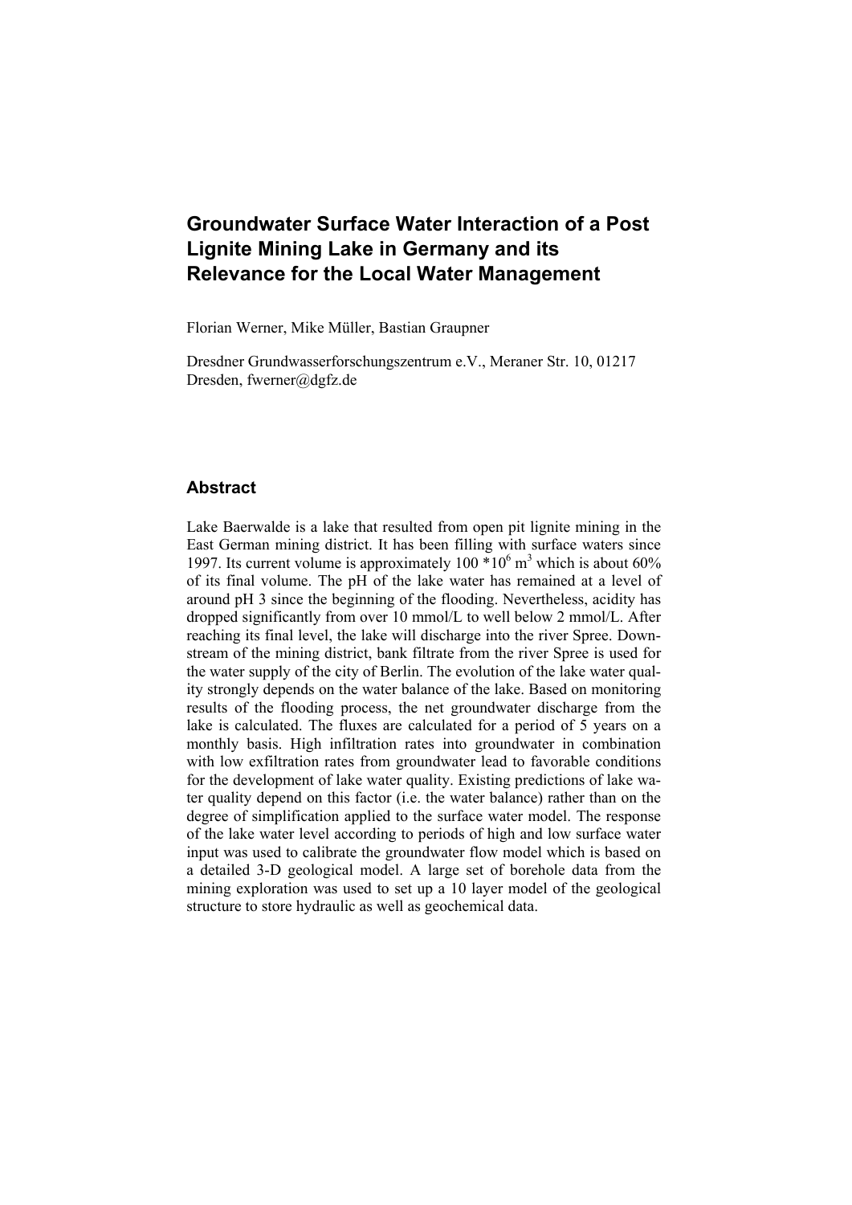# Groundwater Surface Water Interaction of a Post Lignite Mining Lake in Germany and its Relevance for the Local Water Management

Florian Werner, Mike Müller, Bastian Graupner

Dresdner Grundwasserforschungszentrum e.V., Meraner Str. 10, 01217 Dresden, fwerner@dgfz.de

## Abstract

Lake Baerwalde is a lake that resulted from open pit lignite mining in the East German mining district. It has been filling with surface waters since 1997. Its current volume is approximately $100 * 10^6$ $m^3$ which is about 60% of its final volume. The pH of the lake water has remained at a level of around pH 3 since the beginning of the flooding. Nevertheless, acidity has dropped significantly from over 10 mmol/L to well below 2 mmol/L. After reaching its final level, the lake will discharge into the river Spree. Downstream of the mining district, bank filtrate from the river Spree is used for the water supply of the city of Berlin. The evolution of the lake water quality strongly depends on the water balance of the lake. Based on monitoring results of the flooding process, the net groundwater discharge from the lake is calculated. The fluxes are calculated for a period of 5 years on a monthly basis. High infiltration rates into groundwater in combination with low exfiltration rates from groundwater lead to favorable conditions for the development of lake water quality. Existing predictions of lake water quality depend on this factor (i.e. the water balance) rather than on the degree of simplification applied to the surface water model. The response of the lake water level according to periods of high and low surface water input was used to calibrate the groundwater flow model which is based on a detailed 3-D geological model. A large set of borehole data from the mining exploration was used to set up a 10 layer model of the geological structure to store hydraulic as well as geochemical data.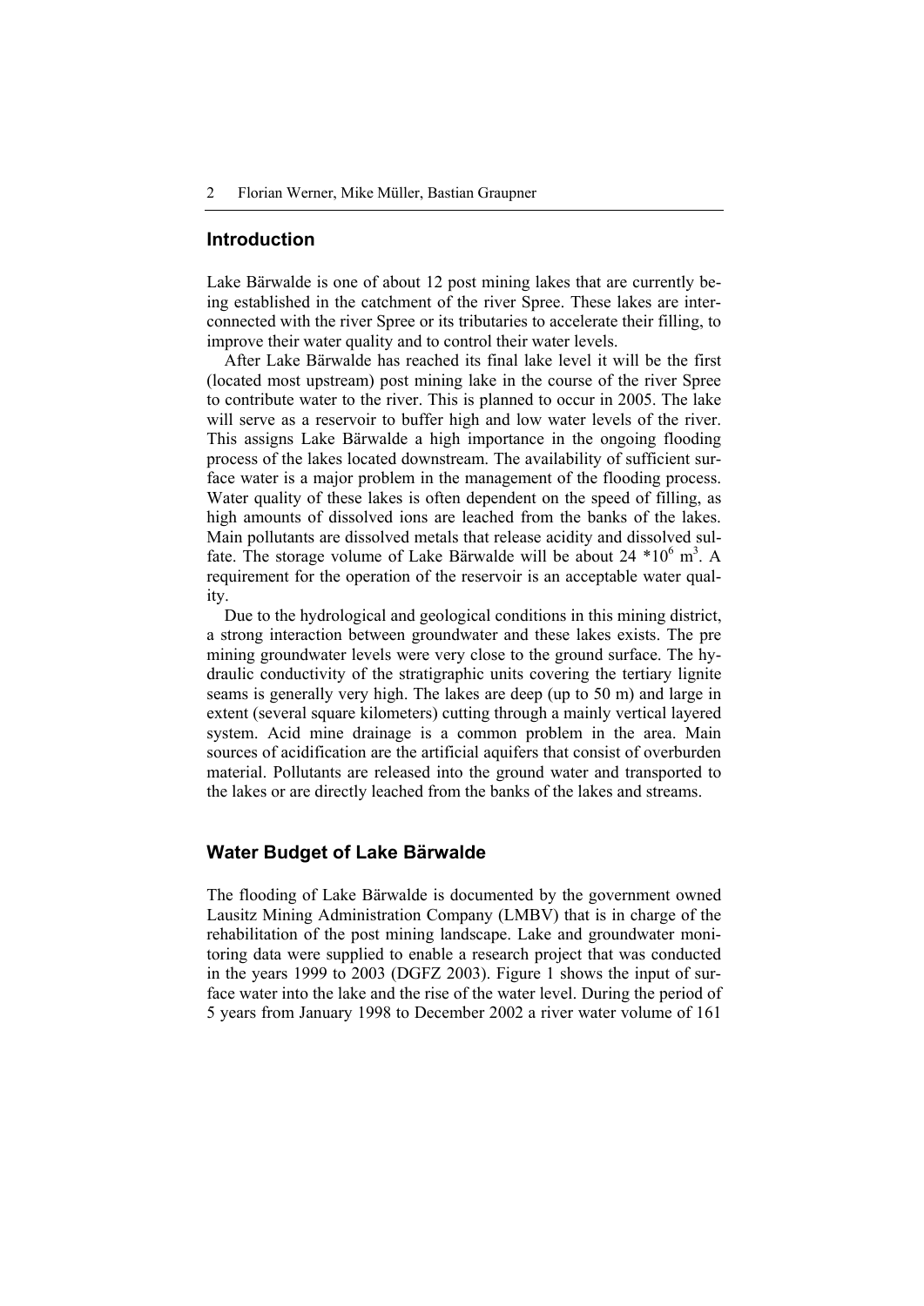## Introduction

Lake Bärwalde is one of about 12 post mining lakes that are currently being established in the catchment of the river Spree. These lakes are interconnected with the river Spree or its tributaries to accelerate their filling, to improve their water quality and to control their water levels.

After Lake Bärwalde has reached its final lake level it will be the first (located most upstream) post mining lake in the course of the river Spree to contribute water to the river. This is planned to occur in 2005. The lake will serve as a reservoir to buffer high and low water levels of the river. This assigns Lake Bärwalde a high importance in the ongoing flooding process of the lakes located downstream. The availability of sufficient surface water is a major problem in the management of the flooding process. Water quality of these lakes is often dependent on the speed of filling, as high amounts of dissolved ions are leached from the banks of the lakes. Main pollutants are dissolved metals that release acidity and dissolved sulfate. The storage volume of Lake Bärwalde will be about $24 * 10^6$ $m^3$. A requirement for the operation of the reservoir is an acceptable water quality.

Due to the hydrological and geological conditions in this mining district, a strong interaction between groundwater and these lakes exists. The pre mining groundwater levels were very close to the ground surface. The hydraulic conductivity of the stratigraphic units covering the tertiary lignite seams is generally very high. The lakes are deep (up to 50 m) and large in extent (several square kilometers) cutting through a mainly vertical layered system. Acid mine drainage is a common problem in the area. Main sources of acidification are the artificial aquifers that consist of overburden material. Pollutants are released into the ground water and transported to the lakes or are directly leached from the banks of the lakes and streams.

## Water Budget of Lake Bärwalde

The flooding of Lake Bärwalde is documented by the government owned Lausitz Mining Administration Company (LMBV) that is in charge of the rehabilitation of the post mining landscape. Lake and groundwater monitoring data were supplied to enable a research project that was conducted in the years 1999 to 2003 (DGFZ 2003). Figure 1 shows the input of surface water into the lake and the rise of the water level. During the period of 5 years from January 1998 to December 2002 a river water volume of 161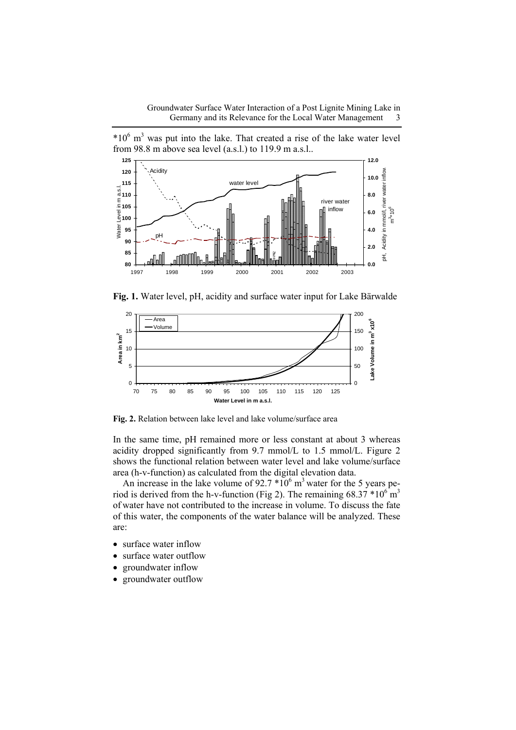$*10^6$ $m^3$ was put into the lake. That created a rise of the lake water level from 98.8 m above sea level (a.s.l.) to 119.9 m a.s.l..

**Fig. 1.** Water level, pH, acidity and surface water input for Lake Bärwalde

**Fig. 2.** Relation between lake level and lake volume/surface area

In the same time, pH remained more or less constant at about 3 whereas acidity dropped significantly from 9.7 mmol/L to 1.5 mmol/L. Figure 2 shows the functional relation between water level and lake volume/surface area (h-v-function) as calculated from the digital elevation data.

An increase in the lake volume of 92.7 $*10^6$ $m^3$ water for the 5 years period is derived from the h-v-function (Fig 2). The remaining 68.37 $*10^6$ $m^3$ of water have not contributed to the increase in volume. To discuss the fate of this water, the components of the water balance will be analyzed. These are:

- surface water inflow
- surface water outflow
- groundwater inflow
- groundwater outflow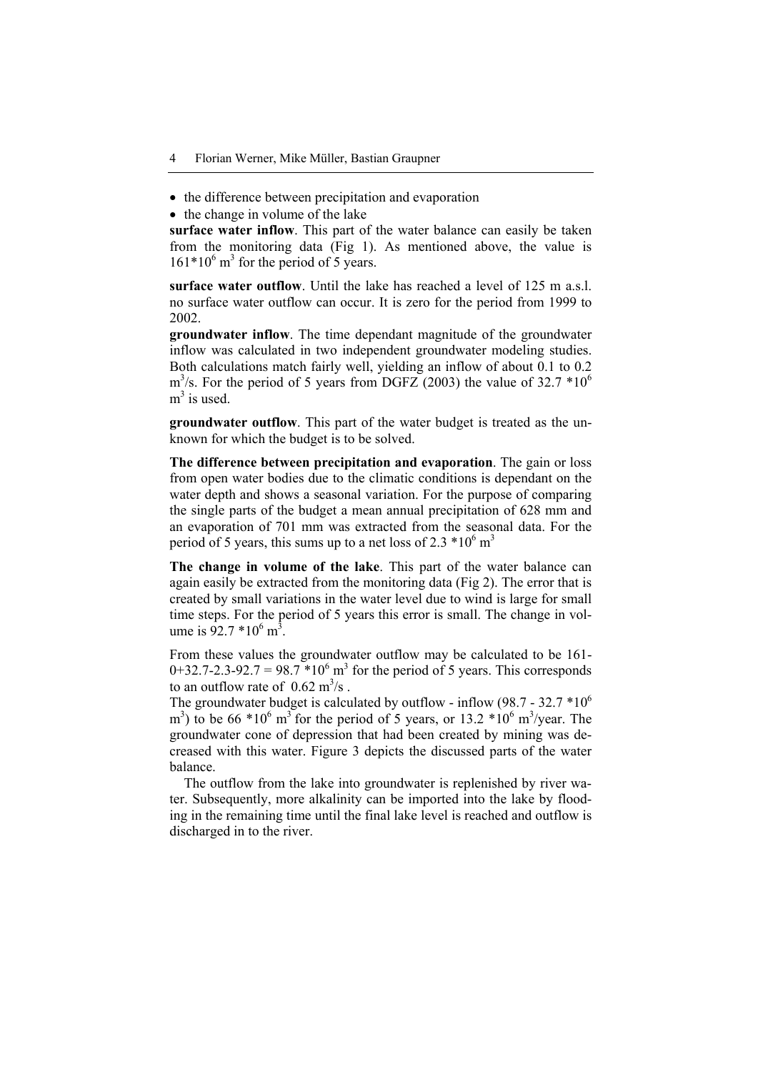- the difference between precipitation and evaporation
- the change in volume of the lake

**surface water inflow**. This part of the water balance can easily be taken from the monitoring data (Fig 1). As mentioned above, the value is $161*10^6$ $m^3$ for the period of 5 years.

**surface water outflow**. Until the lake has reached a level of 125 m a.s.l. no surface water outflow can occur. It is zero for the period from 1999 to 2002.

**groundwater inflow**. The time dependant magnitude of the groundwater inflow was calculated in two independent groundwater modeling studies. Both calculations match fairly well, yielding an inflow of about 0.1 to 0.2 $m^3/s$. For the period of 5 years from DGFZ (2003) the value of $32.7*10^6$ $m^3$ is used.

**groundwater outflow**. This part of the water budget is treated as the unknown for which the budget is to be solved.

**The difference between precipitation and evaporation**. The gain or loss from open water bodies due to the climatic conditions is dependant on the water depth and shows a seasonal variation. For the purpose of comparing the single parts of the budget a mean annual precipitation of 628 mm and an evaporation of 701 mm was extracted from the seasonal data. For the period of 5 years, this sums up to a net loss of $2.3*10^6$ $m^3$

**The change in volume of the lake**. This part of the water balance can again easily be extracted from the monitoring data (Fig 2). The error that is created by small variations in the water level due to wind is large for small time steps. For the period of 5 years this error is small. The change in volume is $92.7*10^6$ $m^3$.

From these values the groundwater outflow may be calculated to be $161-0+32.7-2.3-92.7 = 98.7*10^6$ $m^3$ for the period of 5 years. This corresponds to an outflow rate of $0.62$ $m^3/s$.

The groundwater budget is calculated by outflow - inflow ($98.7 - 32.7*10^6$ $m^3$) to be $66*10^6$ $m^3$ for the period of 5 years, or $13.2*10^6$ $m^3$/year. The groundwater cone of depression that had been created by mining was decreased with this water. Figure 3 depicts the discussed parts of the water balance.

The outflow from the lake into groundwater is replenished by river water. Subsequently, more alkalinity can be imported into the lake by flooding in the remaining time until the final lake level is reached and outflow is discharged in to the river.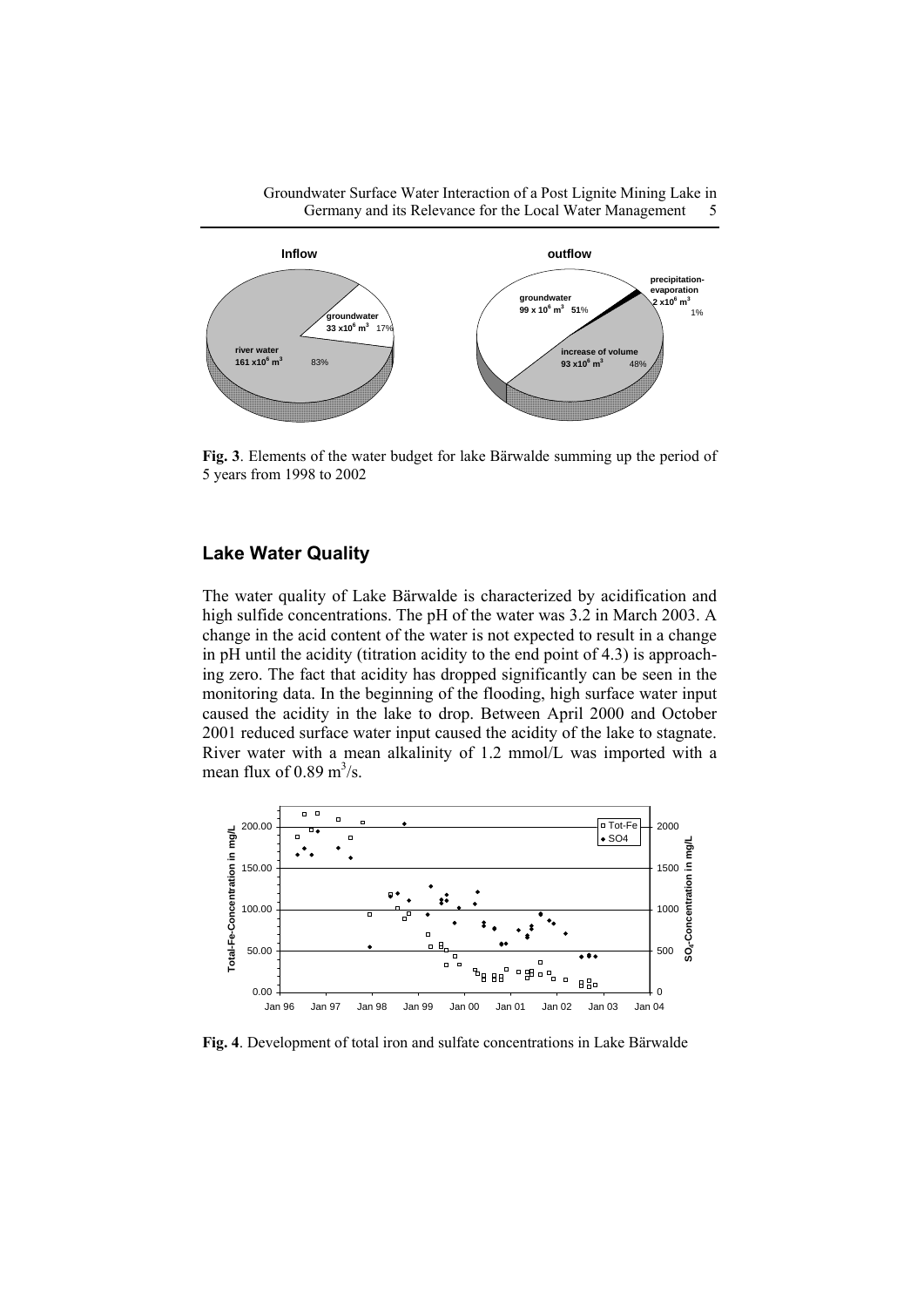**Fig. 3**. Elements of the water budget for lake Bärwalde summing up the period of 5 years from 1998 to 2002

## Lake Water Quality

The water quality of Lake Bärwalde is characterized by acidification and high sulfide concentrations. The pH of the water was 3.2 in March 2003. A change in the acid content of the water is not expected to result in a change in pH until the acidity (titration acidity to the end point of 4.3) is approaching zero. The fact that acidity has dropped significantly can be seen in the monitoring data. In the beginning of the flooding, high surface water input caused the acidity in the lake to drop. Between April 2000 and October 2001 reduced surface water input caused the acidity of the lake to stagnate. River water with a mean alkalinity of 1.2 mmol/L was imported with a mean flux of 0.89 $m^3/s$.

**Fig. 4**. Development of total iron and sulfate concentrations in Lake Bärwalde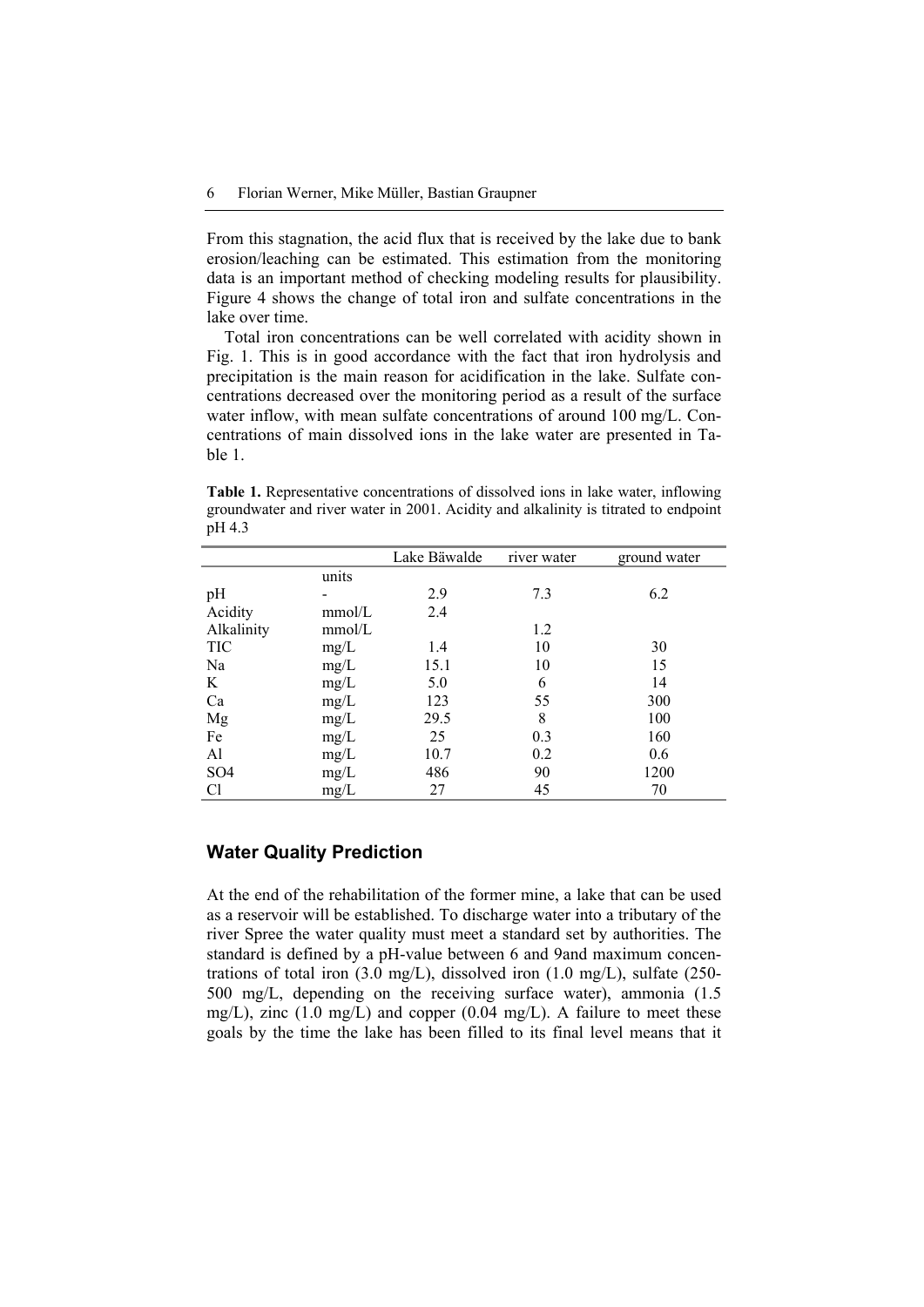From this stagnation, the acid flux that is received by the lake due to bank erosion/leaching can be estimated. This estimation from the monitoring data is an important method of checking modeling results for plausibility. Figure 4 shows the change of total iron and sulfate concentrations in the lake over time.

Total iron concentrations can be well correlated with acidity shown in Fig. 1. This is in good accordance with the fact that iron hydrolysis and precipitation is the main reason for acidification in the lake. Sulfate concentrations decreased over the monitoring period as a result of the surface water inflow, with mean sulfate concentrations of around 100 mg/L. Concentrations of main dissolved ions in the lake water are presented in Table 1.

**Table 1.** Representative concentrations of dissolved ions in lake water, inflowing groundwater and river water in 2001. Acidity and alkalinity is titrated to endpoint pH 4.3

| | | Lake Bäwalde | river water | ground water |
|---|---|---|---|---|
| | units | | | |
| pH | - | 2.9 | 7.3 | 6.2 |
| Acidity | mmol/L | 2.4 | | |
| Alkalinity | mmol/L | | 1.2 | |
| TIC | mg/L | 1.4 | 10 | 30 |
| Na | mg/L | 15.1 | 10 | 15 |
| K | mg/L | 5.0 | 6 | 14 |
| Ca | mg/L | 123 | 55 | 300 |
| Mg | mg/L | 29.5 | 8 | 100 |
| Fe | mg/L | 25 | 0.3 | 160 |
| Al | mg/L | 10.7 | 0.2 | 0.6 |
| SO4 | mg/L | 486 | 90 | 1200 |
| Cl | mg/L | 27 | 45 | 70 |

## Water Quality Prediction

At the end of the rehabilitation of the former mine, a lake that can be used as a reservoir will be established. To discharge water into a tributary of the river Spree the water quality must meet a standard set by authorities. The standard is defined by a pH-value between 6 and 9and maximum concentrations of total iron (3.0 mg/L), dissolved iron (1.0 mg/L), sulfate (250-500 mg/L, depending on the receiving surface water), ammonia (1.5 mg/L), zinc (1.0 mg/L) and copper (0.04 mg/L). A failure to meet these goals by the time the lake has been filled to its final level means that it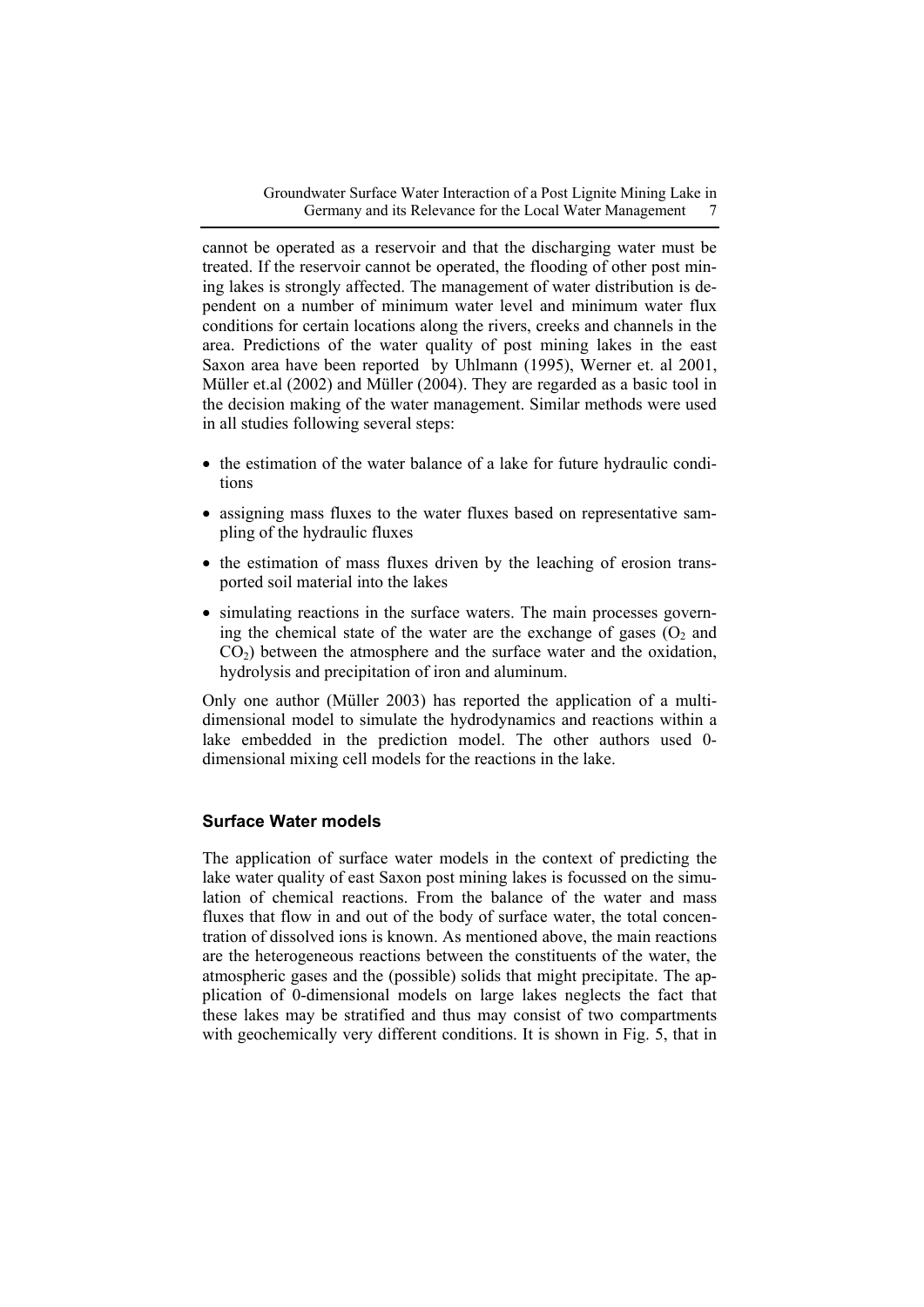cannot be operated as a reservoir and that the discharging water must be treated. If the reservoir cannot be operated, the flooding of other post mining lakes is strongly affected. The management of water distribution is dependent on a number of minimum water level and minimum water flux conditions for certain locations along the rivers, creeks and channels in the area. Predictions of the water quality of post mining lakes in the east Saxon area have been reported by Uhlmann (1995), Werner et. al 2001, Müller et.al (2002) and Müller (2004). They are regarded as a basic tool in the decision making of the water management. Similar methods were used in all studies following several steps:

- the estimation of the water balance of a lake for future hydraulic conditions
- assigning mass fluxes to the water fluxes based on representative sampling of the hydraulic fluxes
- the estimation of mass fluxes driven by the leaching of erosion transported soil material into the lakes
- simulating reactions in the surface waters. The main processes governing the chemical state of the water are the exchange of gases ($O_2$ and $CO_2$) between the atmosphere and the surface water and the oxidation, hydrolysis and precipitation of iron and aluminum.

Only one author (Müller 2003) has reported the application of a multidimensional model to simulate the hydrodynamics and reactions within a lake embedded in the prediction model. The other authors used 0-dimensional mixing cell models for the reactions in the lake.

## Surface Water models

The application of surface water models in the context of predicting the lake water quality of east Saxon post mining lakes is focussed on the simulation of chemical reactions. From the balance of the water and mass fluxes that flow in and out of the body of surface water, the total concentration of dissolved ions is known. As mentioned above, the main reactions are the heterogeneous reactions between the constituents of the water, the atmospheric gases and the (possible) solids that might precipitate. The application of 0-dimensional models on large lakes neglects the fact that these lakes may be stratified and thus may consist of two compartments with geochemically very different conditions. It is shown in Fig. 5, that in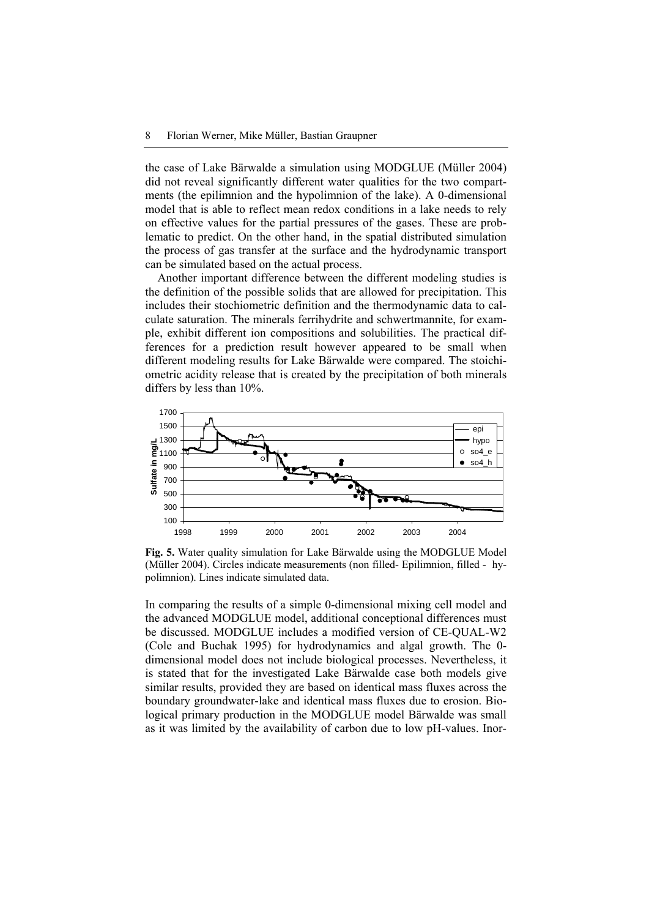the case of Lake Bärwalde a simulation using MODGLUE (Müller 2004) did not reveal significantly different water qualities for the two compartments (the epilimnion and the hypolimnion of the lake). A 0-dimensional model that is able to reflect mean redox conditions in a lake needs to rely on effective values for the partial pressures of the gases. These are problematic to predict. On the other hand, in the spatial distributed simulation the process of gas transfer at the surface and the hydrodynamic transport can be simulated based on the actual process.

Another important difference between the different modeling studies is the definition of the possible solids that are allowed for precipitation. This includes their stochiometric definition and the thermodynamic data to calculate saturation. The minerals ferrihydrite and schwertmannite, for example, exhibit different ion compositions and solubilities. The practical differences for a prediction result however appeared to be small when different modeling results for Lake Bärwalde were compared. The stoichiometric acidity release that is created by the precipitation of both minerals differs by less than 10%.

**Fig. 5.** Water quality simulation for Lake Bärwalde using the MODGLUE Model (Müller 2004). Circles indicate measurements (non filled- Epilimnion, filled - hypolimnion). Lines indicate simulated data.

In comparing the results of a simple 0-dimensional mixing cell model and the advanced MODGLUE model, additional conceptional differences must be discussed. MODGLUE includes a modified version of CE-QUAL-W2 (Cole and Buchak 1995) for hydrodynamics and algal growth. The 0-dimensional model does not include biological processes. Nevertheless, it is stated that for the investigated Lake Bärwalde case both models give similar results, provided they are based on identical mass fluxes across the boundary groundwater-lake and identical mass fluxes due to erosion. Biological primary production in the MODGLUE model Bärwalde was small as it was limited by the availability of carbon due to low pH-values. Inor-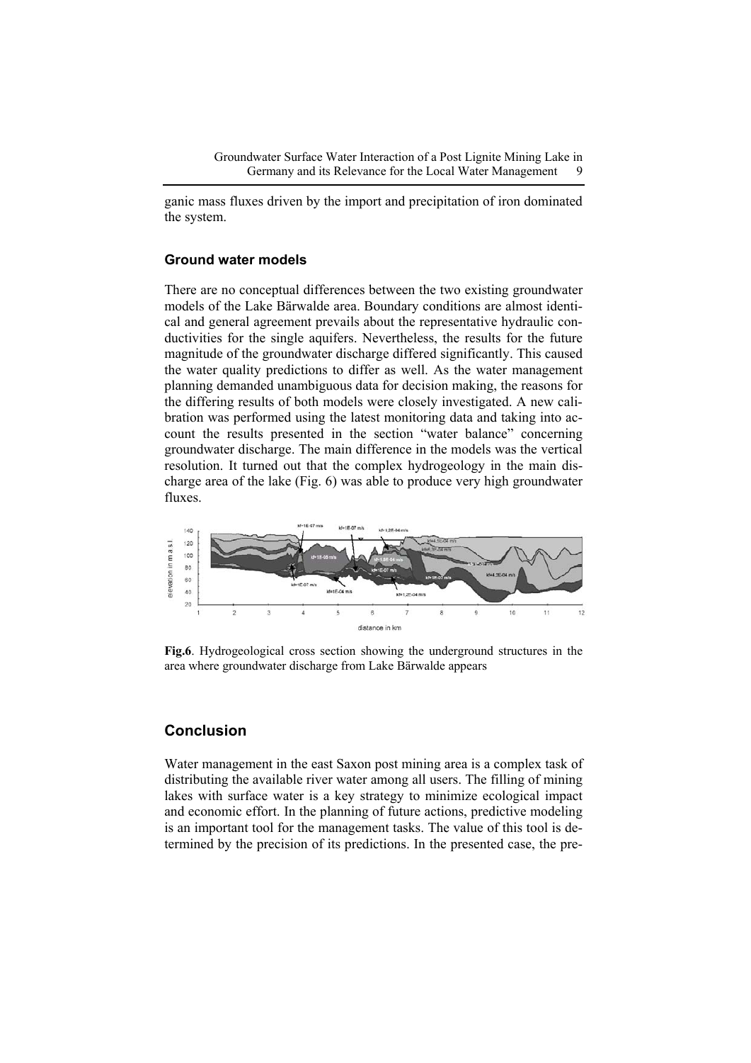ganic mass fluxes driven by the import and precipitation of iron dominated the system.

### Ground water models

There are no conceptual differences between the two existing groundwater models of the Lake Bärwalde area. Boundary conditions are almost identical and general agreement prevails about the representative hydraulic conductivities for the single aquifers. Nevertheless, the results for the future magnitude of the groundwater discharge differed significantly. This caused the water quality predictions to differ as well. As the water management planning demanded unambiguous data for decision making, the reasons for the differing results of both models were closely investigated. A new calibration was performed using the latest monitoring data and taking into account the results presented in the section "water balance" concerning groundwater discharge. The main difference in the models was the vertical resolution. It turned out that the complex hydrogeology in the main discharge area of the lake (Fig. 6) was able to produce very high groundwater fluxes.

**Fig.6**. Hydrogeological cross section showing the underground structures in the area where groundwater discharge from Lake Bärwalde appears

## Conclusion

Water management in the east Saxon post mining area is a complex task of distributing the available river water among all users. The filling of mining lakes with surface water is a key strategy to minimize ecological impact and economic effort. In the planning of future actions, predictive modeling is an important tool for the management tasks. The value of this tool is determined by the precision of its predictions. In the presented case, the pre-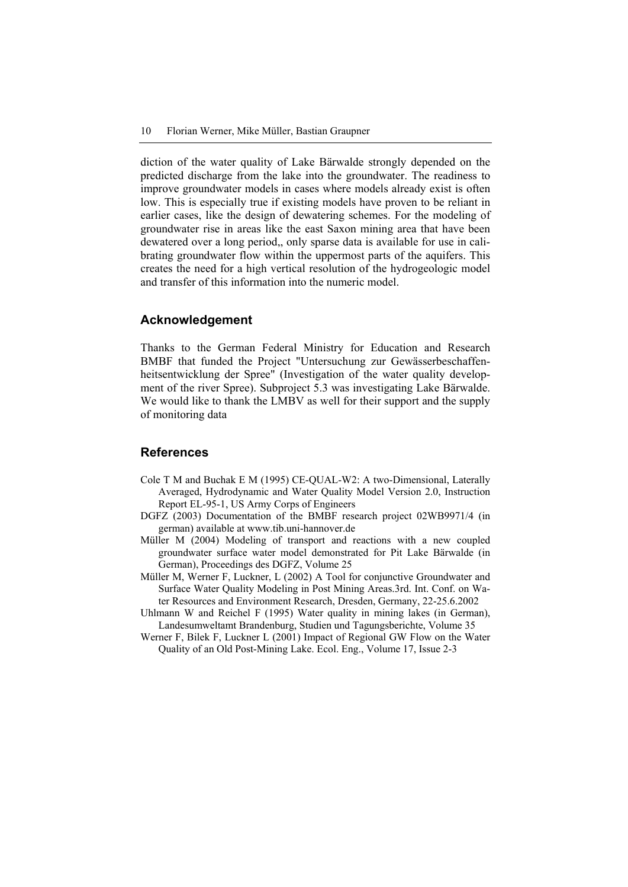diction of the water quality of Lake Bärwalde strongly depended on the predicted discharge from the lake into the groundwater. The readiness to improve groundwater models in cases where models already exist is often low. This is especially true if existing models have proven to be reliant in earlier cases, like the design of dewatering schemes. For the modeling of groundwater rise in areas like the east Saxon mining area that have been dewatered over a long period,, only sparse data is available for use in calibrating groundwater flow within the uppermost parts of the aquifers. This creates the need for a high vertical resolution of the hydrogeologic model and transfer of this information into the numeric model.

## Acknowledgement

Thanks to the German Federal Ministry for Education and Research BMBF that funded the Project "Untersuchung zur Gewässerbeschaffenheitsentwicklung der Spree" (Investigation of the water quality development of the river Spree). Subproject 5.3 was investigating Lake Bärwalde. We would like to thank the LMBV as well for their support and the supply of monitoring data

## References

Cole T M and Buchak E M (1995) CE-QUAL-W2: A two-Dimensional, Laterally Averaged, Hydrodynamic and Water Quality Model Version 2.0, Instruction Report EL-95-1, US Army Corps of Engineers

DGFZ (2003) Documentation of the BMBF research project 02WB9971/4 (in german) available at www.tib.uni-hannover.de

Müller M (2004) Modeling of transport and reactions with a new coupled groundwater surface water model demonstrated for Pit Lake Bärwalde (in German), Proceedings des DGFZ, Volume 25

Müller M, Werner F, Luckner, L (2002) A Tool for conjunctive Groundwater and Surface Water Quality Modeling in Post Mining Areas.3rd. Int. Conf. on Water Resources and Environment Research, Dresden, Germany, 22-25.6.2002

Uhlmann W and Reichel F (1995) Water quality in mining lakes (in German), Landesumweltamt Brandenburg, Studien und Tagungsberichte, Volume 35

Werner F, Bilek F, Luckner L (2001) Impact of Regional GW Flow on the Water Quality of an Old Post-Mining Lake. Ecol. Eng., Volume 17, Issue 2-3